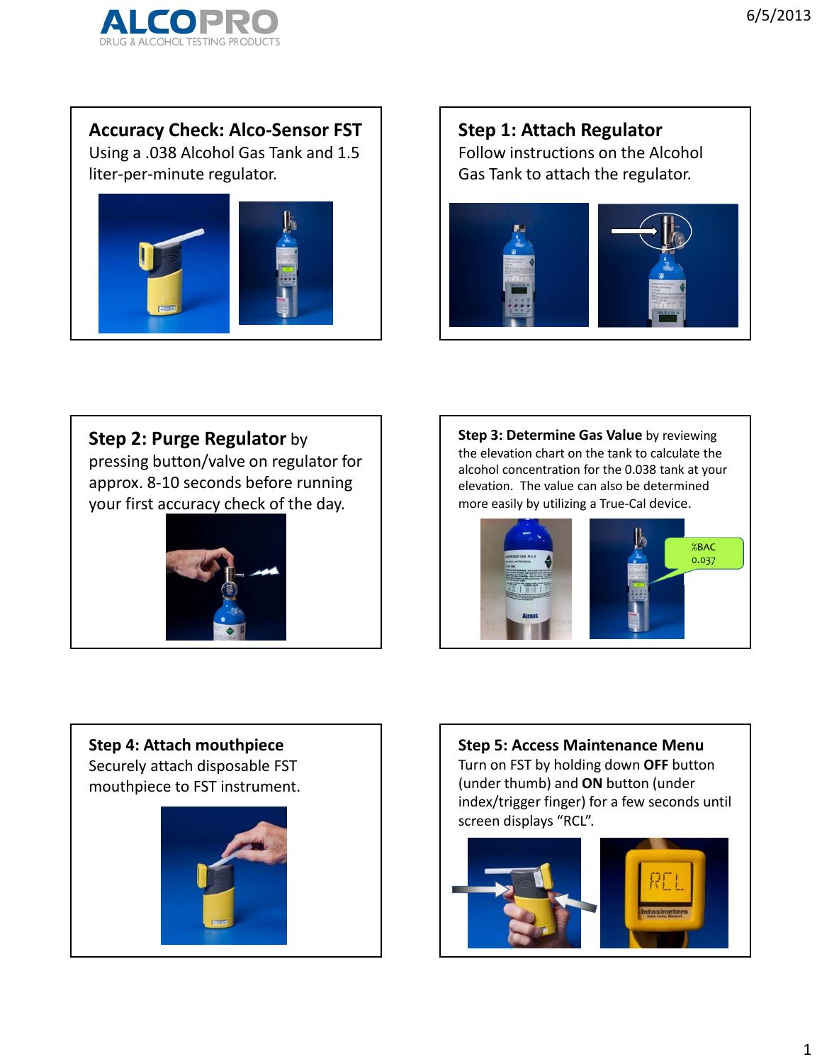## Accuracy Check: Alco-Sensor FST

Using a .038 Alcohol Gas Tank and 1.5 liter-per-minute regulator.

## Step 1: Attach Regulator

Follow instructions on the Alcohol Gas Tank to attach the regulator.

## Step 2: Purge Regulator

**Step 2: Purge Regulator** by pressing button/valve on regulator for approx. 8-10 seconds before running your first accuracy check of the day.

## Step 3: Determine Gas Value

**Step 3: Determine Gas Value** by reviewing the elevation chart on the tank to calculate the alcohol concentration for the 0.038 tank at your elevation. The value can also be determined more easily by utilizing a True-Cal device.

## Step 4: Attach mouthpiece

Securely attach disposable FST mouthpiece to FST instrument.

## Step 5: Access Maintenance Menu

Turn on FST by holding down **OFF** button (under thumb) and **ON** button (under index/trigger finger) for a few seconds until screen displays “RCL”.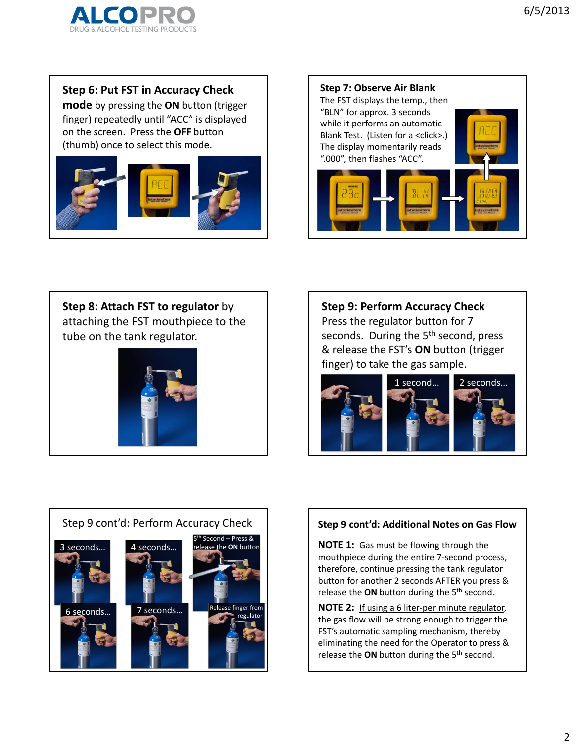## Step 6: Put FST in Accuracy Check mode

**Step 6: Put FST in Accuracy Check mode** by pressing the **ON** button (trigger finger) repeatedly until "ACC" is displayed on the screen. Press the **OFF** button (thumb) once to select this mode.

## Step 7: Observe Air Blank

The FST displays the temp., then "BLN" for approx. 3 seconds while it performs an automatic Blank Test. (Listen for a <click>.) The display momentarily reads ".000", then flashes "ACC".

## Step 8: Attach FST to regulator

**Step 8: Attach FST to regulator** by attaching the FST mouthpiece to the tube on the tank regulator.

## Step 9: Perform Accuracy Check

Press the regulator button for 7 seconds. During the 5th second, press & release the FST's **ON** button (trigger finger) to take the gas sample.

1 second…

2 seconds…

## Step 9 cont'd: Perform Accuracy Check

3 seconds…

4 seconds…

5th Second – Press & release the **ON** button

6 seconds…

7 seconds…

Release finger from regulator

## Step 9 cont'd: Additional Notes on Gas Flow

**NOTE 1:** Gas must be flowing through the mouthpiece during the entire 7-second process, therefore, continue pressing the tank regulator button for another 2 seconds AFTER you press & release the **ON** button during the 5th second.

**NOTE 2:** If using a 6 liter-per minute regulator, the gas flow will be strong enough to trigger the FST's automatic sampling mechanism, thereby eliminating the need for the Operator to press & release the **ON** button during the 5th second.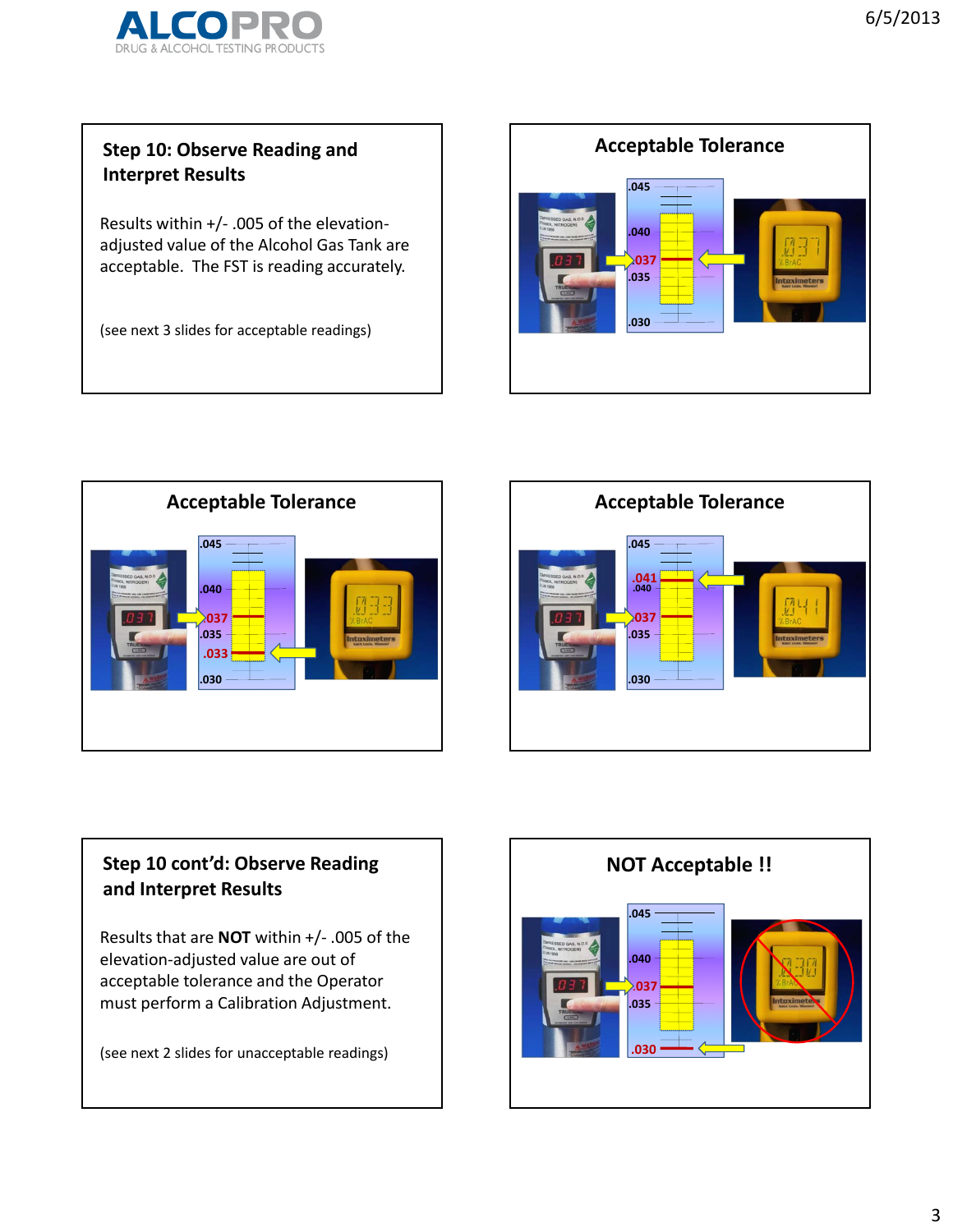## Step 10: Observe Reading and Interpret Results

Results within +/- .005 of the elevation-adjusted value of the Alcohol Gas Tank are acceptable. The FST is reading accurately.

(see next 3 slides for acceptable readings)

## Acceptable Tolerance

.045
.040
.037
.035
.030

## Acceptable Tolerance

.045
.040
.037
.035
.033
.030

## Acceptable Tolerance

.045
.041
.040
.037
.035
.030

## Step 10 cont'd: Observe Reading and Interpret Results

Results that are **NOT** within +/- .005 of the elevation-adjusted value are out of acceptable tolerance and the Operator must perform a Calibration Adjustment.

(see next 2 slides for unacceptable readings)

## NOT Acceptable !!

.045
.040
.037
.035
.030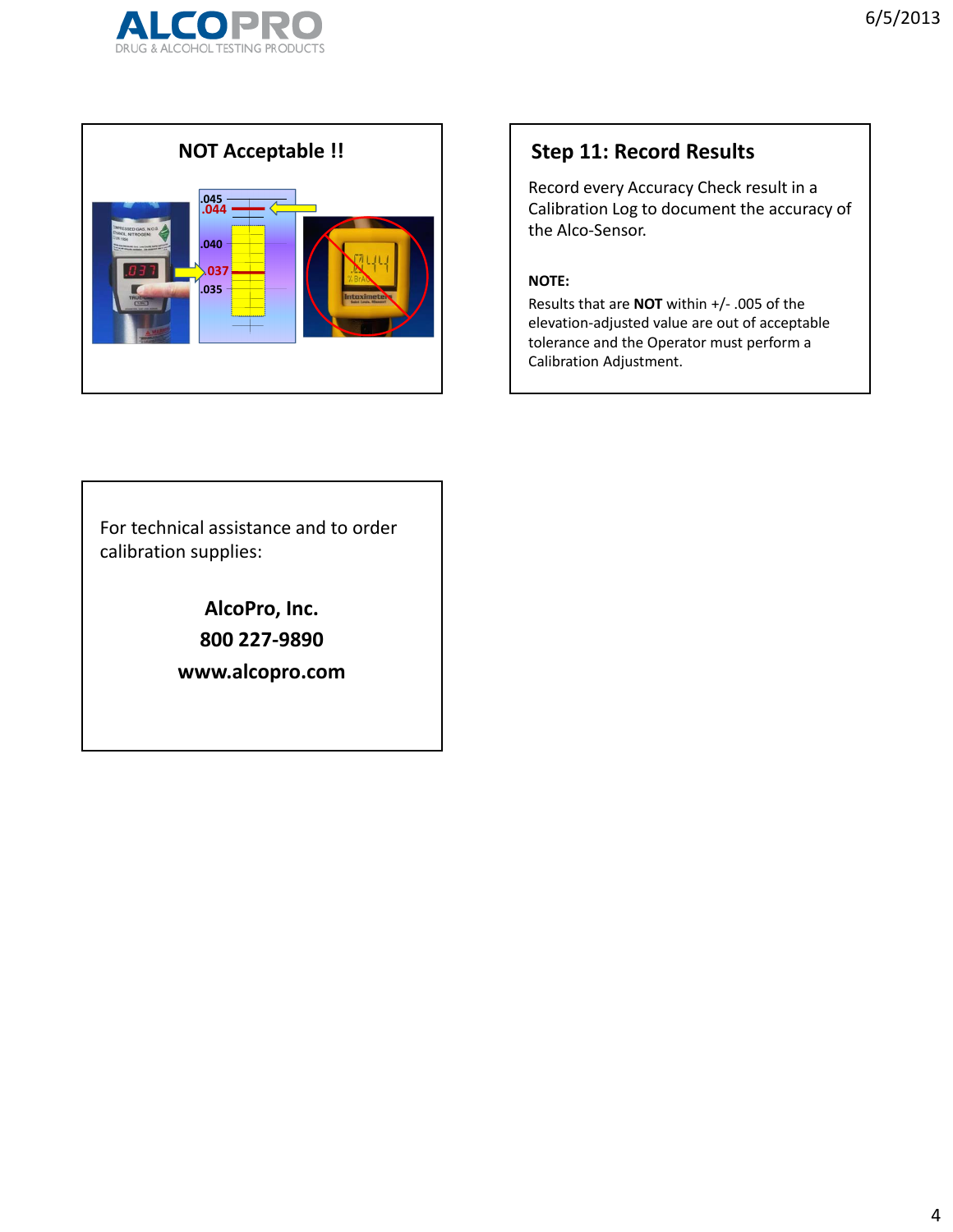## NOT Acceptable !!

.045
.044
.040
.037
.035

## Step 11: Record Results

Record every Accuracy Check result in a Calibration Log to document the accuracy of the Alco-Sensor.

**NOTE:**

Results that are **NOT** within +/- .005 of the elevation-adjusted value are out of acceptable tolerance and the Operator must perform a Calibration Adjustment.

For technical assistance and to order calibration supplies:

**AlcoPro, Inc.**
**800 227-9890**
**www.alcopro.com**